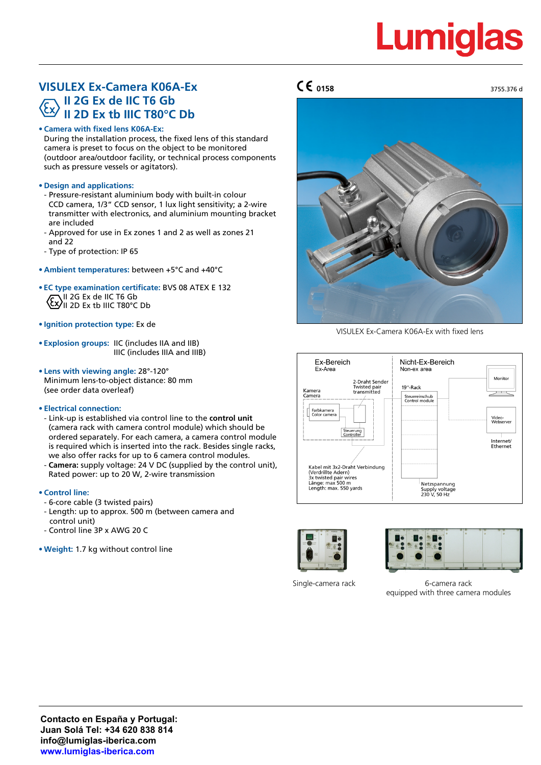# Lumiglas

## VISULEX Ex-Camera K06A-Ex
## II 2G Ex de IIC T6 Gb
## II 2D Ex tb IIIC T80°C Db

CE 0158

3755.376 d

- **Camera with fixed lens K06A-Ex:**
  During the installation process, the fixed lens of this standard camera is preset to focus on the object to be monitored (outdoor area/outdoor facility, or technical process components such as pressure vessels or agitators).

- **Design and applications:**
  - Pressure-resistant aluminium body with built-in colour CCD camera, 1/3" CCD sensor, 1 lux light sensitivity; a 2-wire transmitter with electronics, and aluminium mounting bracket are included
  - Approved for use in Ex zones 1 and 2 as well as zones 21 and 22
  - Type of protection: IP 65

- **Ambient temperatures:** between +5°C and +40°C

- **EC type examination certificate:** BVS 08 ATEX E 132
  II 2G Ex de IIC T6 Gb
  II 2D Ex tb IIIC T80°C Db

- **Ignition protection type:** Ex de

- **Explosion groups:** IIC (includes IIA and IIB)
  IIIC (includes IIIA and IIIB)

- **Lens with viewing angle:** 28°-120°
  Minimum lens-to-object distance: 80 mm
  (see order data overleaf)

- **Electrical connection:**
  - Link-up is established via control line to the **control unit** (camera rack with camera control module) which should be ordered separately. For each camera, a camera control module is required which is inserted into the rack. Besides single racks, we also offer racks for up to 6 camera control modules.
  - **Camera:** supply voltage: 24 V DC (supplied by the control unit), Rated power: up to 20 W, 2-wire transmission

- **Control line:**
  - 6-core cable (3 twisted pairs)
  - Length: up to approx. 500 m (between camera and control unit)
  - Control line 3P x AWG 20 C

- **Weight:** 1.7 kg without control line

VISULEX Ex-Camera K06A-Ex with fixed lens

Ex-Bereich / Ex-Area — Nicht-Ex-Bereich / Non-ex area

Kamera / Camera — Farbkamera / Color camera — Steuerung / Controller — 2-Draht Sender / Twisted pair transmitted — 19"-Rack — Steuereinschub / Control module — Monitor — Video-Webserver — Internet/Ethernet

Kabel mit 3x2-Draht Verbindung (Verdrillte Adern) / 3x twisted pair wires / Länge: max 500 m / Length: max. 550 yards

Netzspannung / Supply voltage 230 V, 50 Hz

Single-camera rack

6-camera rack equipped with three camera modules

**Contacto en España y Portugal:**
**Juan Solá Tel: +34 620 838 814**
**info@lumiglas-iberica.com**
**www.lumiglas-iberica.com**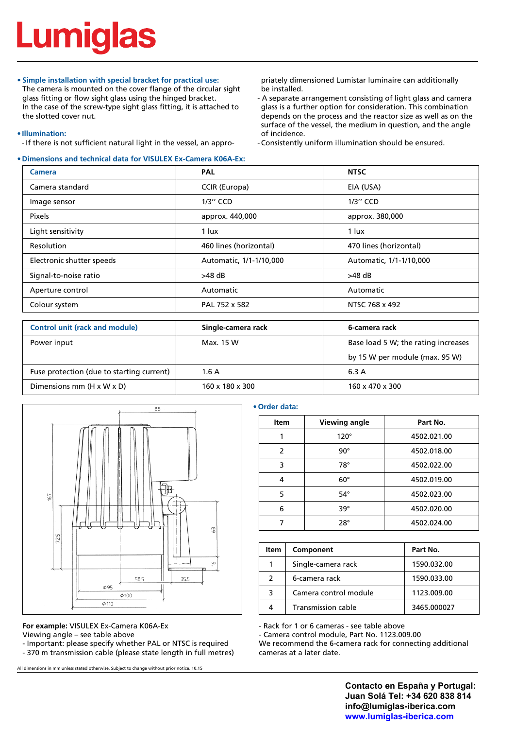# Lumiglas

**• Simple installation with special bracket for practical use:**
The camera is mounted on the cover flange of the circular sight glass fitting or flow sight glass using the hinged bracket.
In the case of the screw-type sight glass fitting, it is attached to the slotted cover nut.

**• Illumination:**

- If there is not sufficient natural light in the vessel, an appropriately dimensioned Lumistar luminaire can additionally be installed.
- A separate arrangement consisting of light glass and camera glass is a further option for consideration. This combination depends on the process and the reactor size as well as on the surface of the vessel, the medium in question, and the angle of incidence.
- Consistently uniform illumination should be ensured.

**• Dimensions and technical data for VISULEX Ex-Camera K06A-Ex:**

| Camera | PAL | NTSC |
|---|---|---|
| Camera standard | CCIR (Europa) | EIA (USA) |
| Image sensor | 1/3'' CCD | 1/3'' CCD |
| Pixels | approx. 440,000 | approx. 380,000 |
| Light sensitivity | 1 lux | 1 lux |
| Resolution | 460 lines (horizontal) | 470 lines (horizontal) |
| Electronic shutter speeds | Automatic, 1/1-1/10,000 | Automatic, 1/1-1/10,000 |
| Signal-to-noise ratio | >48 dB | >48 dB |
| Aperture control | Automatic | Automatic |
| Colour system | PAL 752 x 582 | NTSC 768 x 492 |

| Control unit (rack and module) | Single-camera rack | 6-camera rack |
|---|---|---|
| Power input | Max. 15 W | Base load 5 W; the rating increases by 15 W per module (max. 95 W) |
| Fuse protection (due to starting current) | 1.6 A | 6.3 A |
| Dimensions mm (H x W x D) | 160 x 180 x 300 | 160 x 470 x 300 |

88
167
72.5
63
16
58.5
35.5
Ø95
Ø100
Ø110

**• Order data:**

| Item | Viewing angle | Part No. |
|---|---|---|
| 1 | 120° | 4502.021.00 |
| 2 | 90° | 4502.018.00 |
| 3 | 78° | 4502.022.00 |
| 4 | 60° | 4502.019.00 |
| 5 | 54° | 4502.023.00 |
| 6 | 39° | 4502.020.00 |
| 7 | 28° | 4502.024.00 |

| Item | Component | Part No. |
|---|---|---|
| 1 | Single-camera rack | 1590.032.00 |
| 2 | 6-camera rack | 1590.033.00 |
| 3 | Camera control module | 1123.009.00 |
| 4 | Transmission cable | 3465.000027 |

**For example:** VISULEX Ex-Camera K06A-Ex
Viewing angle – see table above
- Important: please specify whether PAL or NTSC is required
- 370 m transmission cable (please state length in full metres)

- Rack for 1 or 6 cameras - see table above
- Camera control module, Part No. 1123.009.00

We recommend the 6-camera rack for connecting additional cameras at a later date.

All dimensions in mm unless stated otherwise. Subject to change without prior notice. 10.15

**Contacto en España y Portugal:**
**Juan Solá Tel: +34 620 838 814**
**info@lumiglas-iberica.com**
**www.lumiglas-iberica.com**